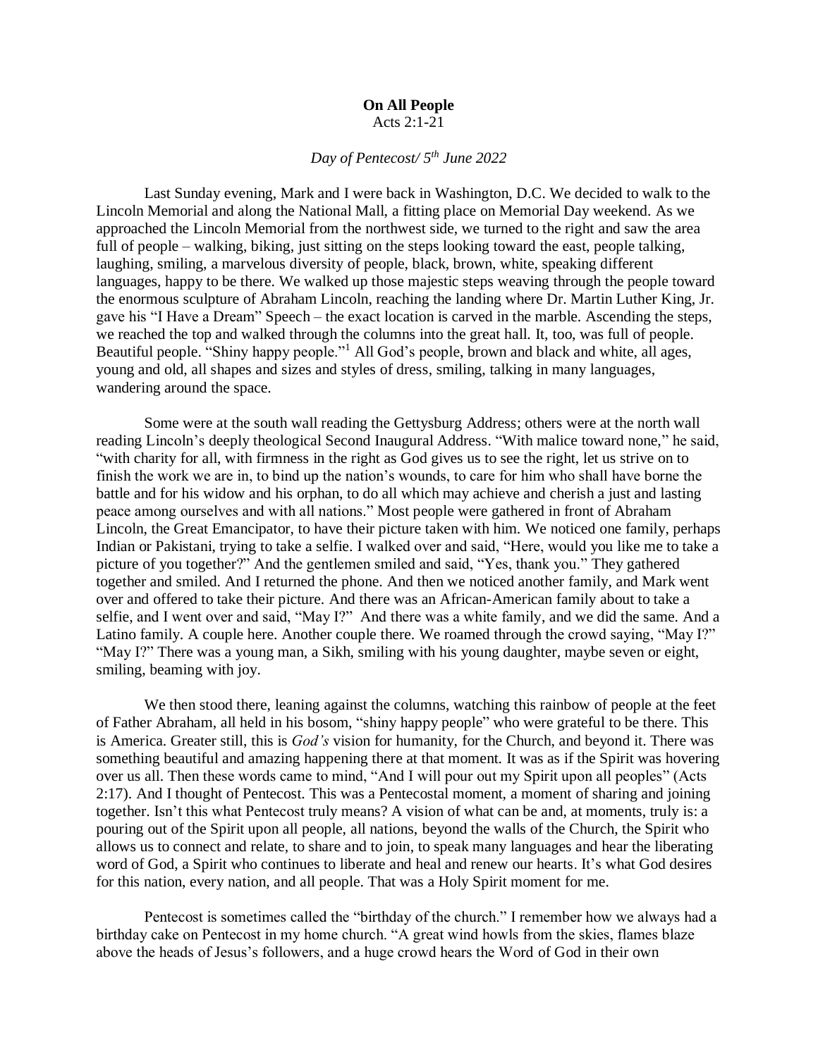**On All People**

Acts 2:1-21

*Day of Pentecost/ 5th June 2022*

Last Sunday evening, Mark and I were back in Washington, D.C. We decided to walk to the Lincoln Memorial and along the National Mall, a fitting place on Memorial Day weekend. As we approached the Lincoln Memorial from the northwest side, we turned to the right and saw the area full of people – walking, biking, just sitting on the steps looking toward the east, people talking, laughing, smiling, a marvelous diversity of people, black, brown, white, speaking different languages, happy to be there. We walked up those majestic steps weaving through the people toward the enormous sculpture of Abraham Lincoln, reaching the landing where Dr. Martin Luther King, Jr. gave his "I Have a Dream" Speech – the exact location is carved in the marble. Ascending the steps, we reached the top and walked through the columns into the great hall. It, too, was full of people. Beautiful people. "Shiny happy people."[1] All God's people, brown and black and white, all ages, young and old, all shapes and sizes and styles of dress, smiling, talking in many languages, wandering around the space.

Some were at the south wall reading the Gettysburg Address; others were at the north wall reading Lincoln's deeply theological Second Inaugural Address. "With malice toward none," he said, "with charity for all, with firmness in the right as God gives us to see the right, let us strive on to finish the work we are in, to bind up the nation's wounds, to care for him who shall have borne the battle and for his widow and his orphan, to do all which may achieve and cherish a just and lasting peace among ourselves and with all nations." Most people were gathered in front of Abraham Lincoln, the Great Emancipator, to have their picture taken with him. We noticed one family, perhaps Indian or Pakistani, trying to take a selfie. I walked over and said, "Here, would you like me to take a picture of you together?" And the gentlemen smiled and said, "Yes, thank you." They gathered together and smiled. And I returned the phone. And then we noticed another family, and Mark went over and offered to take their picture. And there was an African-American family about to take a selfie, and I went over and said, "May I?" And there was a white family, and we did the same. And a Latino family. A couple here. Another couple there. We roamed through the crowd saying, "May I?" "May I?" There was a young man, a Sikh, smiling with his young daughter, maybe seven or eight, smiling, beaming with joy.

We then stood there, leaning against the columns, watching this rainbow of people at the feet of Father Abraham, all held in his bosom, "shiny happy people" who were grateful to be there. This is America. Greater still, this is *God's* vision for humanity, for the Church, and beyond it. There was something beautiful and amazing happening there at that moment. It was as if the Spirit was hovering over us all. Then these words came to mind, "And I will pour out my Spirit upon all peoples" (Acts 2:17). And I thought of Pentecost. This was a Pentecostal moment, a moment of sharing and joining together. Isn't this what Pentecost truly means? A vision of what can be and, at moments, truly is: a pouring out of the Spirit upon all people, all nations, beyond the walls of the Church, the Spirit who allows us to connect and relate, to share and to join, to speak many languages and hear the liberating word of God, a Spirit who continues to liberate and heal and renew our hearts. It's what God desires for this nation, every nation, and all people. That was a Holy Spirit moment for me.

Pentecost is sometimes called the "birthday of the church." I remember how we always had a birthday cake on Pentecost in my home church. "A great wind howls from the skies, flames blaze above the heads of Jesus's followers, and a huge crowd hears the Word of God in their own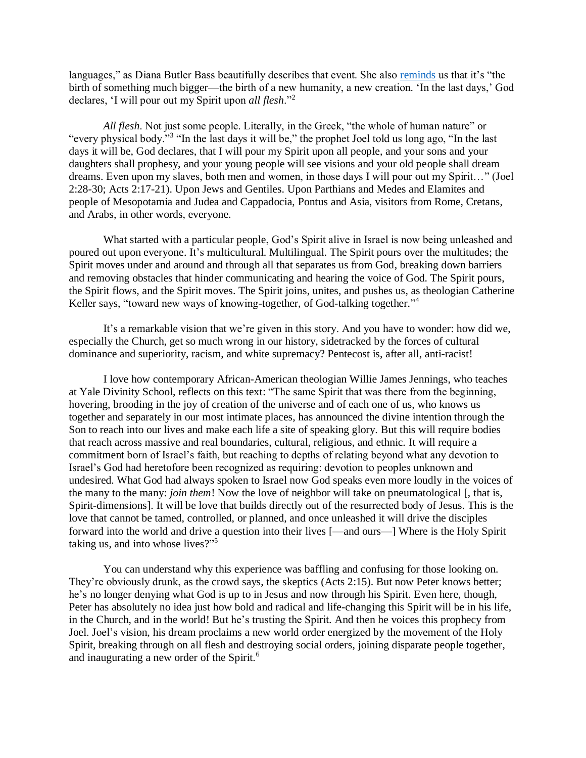languages," as Diana Butler Bass beautifully describes that event. She also reminds us that it's "the birth of something much bigger—the birth of a new humanity, a new creation. 'In the last days,' God declares, 'I will pour out my Spirit upon *all flesh*."[2]

*All flesh*. Not just some people. Literally, in the Greek, "the whole of human nature" or "every physical body."[3] "In the last days it will be," the prophet Joel told us long ago, "In the last days it will be, God declares, that I will pour my Spirit upon all people, and your sons and your daughters shall prophesy, and your young people will see visions and your old people shall dream dreams. Even upon my slaves, both men and women, in those days I will pour out my Spirit…" (Joel 2:28-30; Acts 2:17-21). Upon Jews and Gentiles. Upon Parthians and Medes and Elamites and people of Mesopotamia and Judea and Cappadocia, Pontus and Asia, visitors from Rome, Cretans, and Arabs, in other words, everyone.

What started with a particular people, God's Spirit alive in Israel is now being unleashed and poured out upon everyone. It's multicultural. Multilingual. The Spirit pours over the multitudes; the Spirit moves under and around and through all that separates us from God, breaking down barriers and removing obstacles that hinder communicating and hearing the voice of God. The Spirit pours, the Spirit flows, and the Spirit moves. The Spirit joins, unites, and pushes us, as theologian Catherine Keller says, "toward new ways of knowing-together, of God-talking together."[4]

It's a remarkable vision that we're given in this story. And you have to wonder: how did we, especially the Church, get so much wrong in our history, sidetracked by the forces of cultural dominance and superiority, racism, and white supremacy? Pentecost is, after all, anti-racist!

I love how contemporary African-American theologian Willie James Jennings, who teaches at Yale Divinity School, reflects on this text: "The same Spirit that was there from the beginning, hovering, brooding in the joy of creation of the universe and of each one of us, who knows us together and separately in our most intimate places, has announced the divine intention through the Son to reach into our lives and make each life a site of speaking glory. But this will require bodies that reach across massive and real boundaries, cultural, religious, and ethnic. It will require a commitment born of Israel's faith, but reaching to depths of relating beyond what any devotion to Israel's God had heretofore been recognized as requiring: devotion to peoples unknown and undesired. What God had always spoken to Israel now God speaks even more loudly in the voices of the many to the many: *join them*! Now the love of neighbor will take on pneumatological [, that is, Spirit-dimensions]. It will be love that builds directly out of the resurrected body of Jesus. This is the love that cannot be tamed, controlled, or planned, and once unleashed it will drive the disciples forward into the world and drive a question into their lives [—and ours—] Where is the Holy Spirit taking us, and into whose lives?"[5]

You can understand why this experience was baffling and confusing for those looking on. They're obviously drunk, as the crowd says, the skeptics (Acts 2:15). But now Peter knows better; he's no longer denying what God is up to in Jesus and now through his Spirit. Even here, though, Peter has absolutely no idea just how bold and radical and life-changing this Spirit will be in his life, in the Church, and in the world! But he's trusting the Spirit. And then he voices this prophecy from Joel. Joel's vision, his dream proclaims a new world order energized by the movement of the Holy Spirit, breaking through on all flesh and destroying social orders, joining disparate people together, and inaugurating a new order of the Spirit.[6]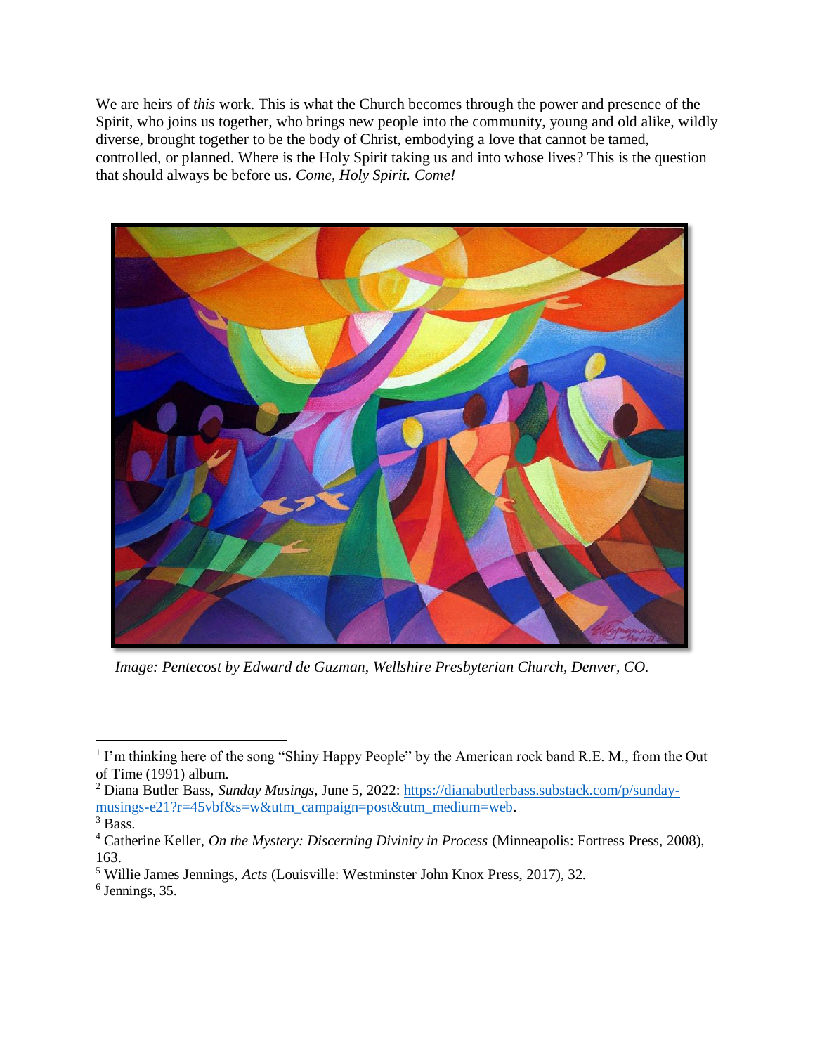We are heirs of *this* work. This is what the Church becomes through the power and presence of the Spirit, who joins us together, who brings new people into the community, young and old alike, wildly diverse, brought together to be the body of Christ, embodying a love that cannot be tamed, controlled, or planned. Where is the Holy Spirit taking us and into whose lives? This is the question that should always be before us. *Come, Holy Spirit. Come!*

*Image: Pentecost by Edward de Guzman, Wellshire Presbyterian Church, Denver, CO.*

---

[1] I'm thinking here of the song "Shiny Happy People" by the American rock band R.E. M., from the Out of Time (1991) album.

[2] Diana Butler Bass, *Sunday Musings*, June 5, 2022: [https://dianabutlerbass.substack.com/p/sunday-musings-e21?r=45vbf&s=w&utm_campaign=post&utm_medium=web](https://dianabutlerbass.substack.com/p/sunday-musings-e21?r=45vbf&s=w&utm_campaign=post&utm_medium=web).

[3] Bass.

[4] Catherine Keller, *On the Mystery: Discerning Divinity in Process* (Minneapolis: Fortress Press, 2008), 163.

[5] Willie James Jennings, *Acts* (Louisville: Westminster John Knox Press, 2017), 32.

[6] Jennings, 35.